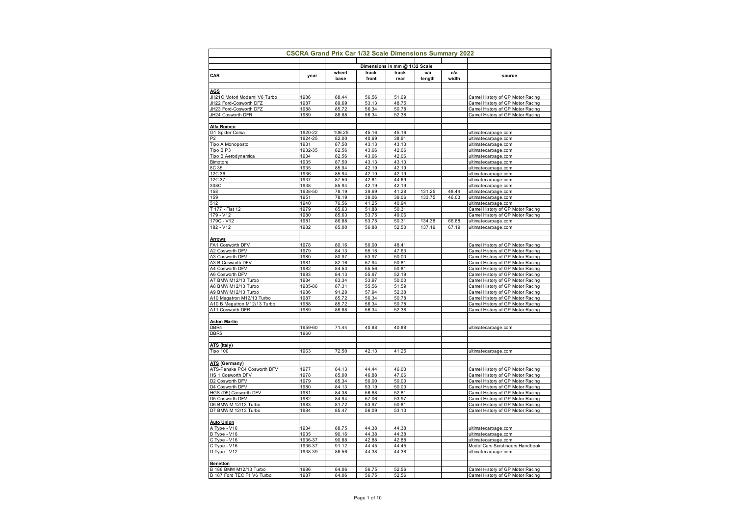# CSCRA Grand Prix Car 1/32 Scale Dimensions Summary 2022

| CAR | year | Dimensions in mm @ 1/32 Scale | | | | | | source |
|---|---|---|---|---|---|---|---|---|
| | | wheel base | track front | track rear | o/a length | o/a width | | |
| **AGS** | | | | | | | | |
| JH21C Motori Moderni V6 Turbo | 1986 | 88.44 | 56.56 | 51.69 | | | | Camel History of GP Motor Racing |
| JH22 Ford-Cosworth DFZ | 1987 | 89.69 | 53.13 | 48.75 | | | | Camel History of GP Motor Racing |
| JH23 Ford-Cosworth DFZ | 1988 | 85.72 | 56.34 | 50.78 | | | | Camel History of GP Motor Racing |
| JH24 Cosworth DFR | 1989 | 88.88 | 56.34 | 52.38 | | | | Camel History of GP Motor Racing |
| **Alfa Romeo** | | | | | | | | |
| G1 Spider Corsa | 1920-22 | 106.25 | 45.16 | 45.16 | | | | ultimatecarpage.com |
| P2 | 1924-25 | 82.00 | 40.69 | 38.91 | | | | ultimatecarpage.com |
| Tipo A Monoposto | 1931 | 87.50 | 43.13 | 43.13 | | | | ultimatecarpage.com |
| Tipo B P3 | 1932-35 | 82.56 | 43.66 | 42.06 | | | | ultimatecarpage.com |
| Tipo B Aerodynamica | 1934 | 82.56 | 43.66 | 42.06 | | | | ultimatecarpage.com |
| Bimotore | 1935 | 87.50 | 43.13 | 43.13 | | | | ultimatecarpage.com |
| 8C 35 | 1935 | 85.94 | 42.19 | 42.19 | | | | ultimatecarpage.com |
| 12C 36 | 1936 | 85.94 | 42.19 | 42.19 | | | | ultimatecarpage.com |
| 12C 37 | 1937 | 87.50 | 42.81 | 44.69 | | | | ultimatecarpage.com |
| 308C | 1938 | 85.94 | 42.19 | 42.19 | | | | ultimatecarpage.com |
| 158 | 1938-50 | 78.19 | 39.69 | 41.28 | 131.25 | 48.44 | | ultimatecarpage.com |
| 159 | 1951 | 78.19 | 39.06 | 39.06 | 133.75 | 46.03 | | ultimatecarpage.com |
| 512 | 1940 | 76.56 | 41.25 | 40.94 | | | | ultimatecarpage.com |
| T 177 - Flat 12 | 1979 | 85.63 | 51.88 | 50.31 | | | | Camel History of GP Motor Racing |
| 179 - V12 | 1980 | 85.63 | 53.75 | 49.06 | | | | Camel History of GP Motor Racing |
| 179C - V12 | 1981 | 86.88 | 53.75 | 50.31 | 134.38 | 66.88 | | ultimatecarpage.com |
| 182 - V12 | 1982 | 85.00 | 56.88 | 52.50 | 137.19 | 67.19 | | ultimatecarpage.com |
| **Arrows** | | | | | | | | |
| FA1 Cosworth DFV | 1978 | 80.16 | 50.00 | 48.41 | | | | Camel History of GP Motor Racing |
| A2 Cosworth DFV | 1979 | 84.13 | 55.16 | 47.63 | | | | Camel History of GP Motor Racing |
| A3 Cosworth DFV | 1980 | 80.97 | 53.97 | 50.00 | | | | Camel History of GP Motor Racing |
| A3 B Cosworth DFV | 1981 | 82.16 | 57.94 | 50.81 | | | | Camel History of GP Motor Racing |
| A4 Cosworth DFV | 1982 | 84.53 | 55.56 | 50.81 | | | | Camel History of GP Motor Racing |
| A6 Cosworth DFV | 1983 | 84.13 | 55.97 | 52.19 | | | | Camel History of GP Motor Racing |
| A7 BMW M12/13 Turbo | 1984 | 83.34 | 53.97 | 50.00 | | | | Camel History of GP Motor Racing |
| A8 BMW M12/13 Turbo | 1985-86 | 87.31 | 55.56 | 51.59 | | | | Camel History of GP Motor Racing |
| A9 BMW M12/13 Turbo | 1986 | 91.28 | 57.94 | 52.38 | | | | Camel History of GP Motor Racing |
| A10 Megatron M12/13 Turbo | 1987 | 85.72 | 56.34 | 50.78 | | | | Camel History of GP Motor Racing |
| A10 B Megatron M12/13 Turbo | 1988 | 85.72 | 56.34 | 50.78 | | | | Camel History of GP Motor Racing |
| A11 Cosworth DFR | 1989 | 88.88 | 56.34 | 52.38 | | | | Camel History of GP Motor Racing |
| **Aston Martin** | | | | | | | | |
| DBR4 | 1959-60 | 71.44 | 40.88 | 40.88 | | | | ultimatecarpage.com |
| DBR5 | 1960 | | | | | | | |
| **ATS (Italy)** | | | | | | | | |
| Tipo 100 | 1963 | 72.50 | 42.13 | 41.25 | | | | ultimatecarpage.com |
| **ATS (Germany)** | | | | | | | | |
| ATS-Penske PC4 Cosworth DFV | 1977 | 84.13 | 44.44 | 46.03 | | | | Camel History of GP Motor Racing |
| HS 1 Cosworth DFV | 1978 | 85.00 | 46.88 | 47.66 | | | | Camel History of GP Motor Racing |
| D2 Cosworth DFV | 1979 | 85.34 | 50.00 | 50.00 | | | | Camel History of GP Motor Racing |
| D4 Cosworth DFV | 1980 | 84.13 | 53.19 | 50.00 | | | | Camel History of GP Motor Racing |
| HGS (D5) Cosworth DFV | 1981 | 84.38 | 56.88 | 52.81 | | | | Camel History of GP Motor Racing |
| D5 Cosworth DFV | 1982 | 84.94 | 57.06 | 53.97 | | | | Camel History of GP Motor Racing |
| D6 BMW M 12/13 Turbo | 1983 | 81.72 | 53.97 | 50.81 | | | | Camel History of GP Motor Racing |
| D7 BMW M 12/13 Turbo | 1984 | 85.47 | 56.09 | 53.13 | | | | Camel History of GP Motor Racing |
| **Auto Union** | | | | | | | | |
| A Type - V16 | 1934 | 88.75 | 44.38 | 44.38 | | | | ultimatecarpage.com |
| B Type - V16 | 1935 | 90.16 | 44.38 | 44.38 | | | | ultimatecarpage.com |
| C Type - V16 | 1936-37 | 90.88 | 42.88 | 42.88 | | | | ultimatecarpage.com |
| C Type - V16 | 1936-37 | 91.12 | 44.45 | 44.45 | | | | Model Cars Scrutineers Handbook |
| D Type - V12 | 1938-39 | 86.56 | 44.38 | 44.38 | | | | ultimatecarpage.com |
| **Benetton** | | | | | | | | |
| B 186 BMW M12/13 Turbo | 1986 | 84.06 | 56.75 | 52.56 | | | | Camel History of GP Motor Racing |
| B 187 Ford TEC F1 V6 Turbo | 1987 | 84.06 | 56.75 | 52.56 | | | | Camel History of GP Motor Racing |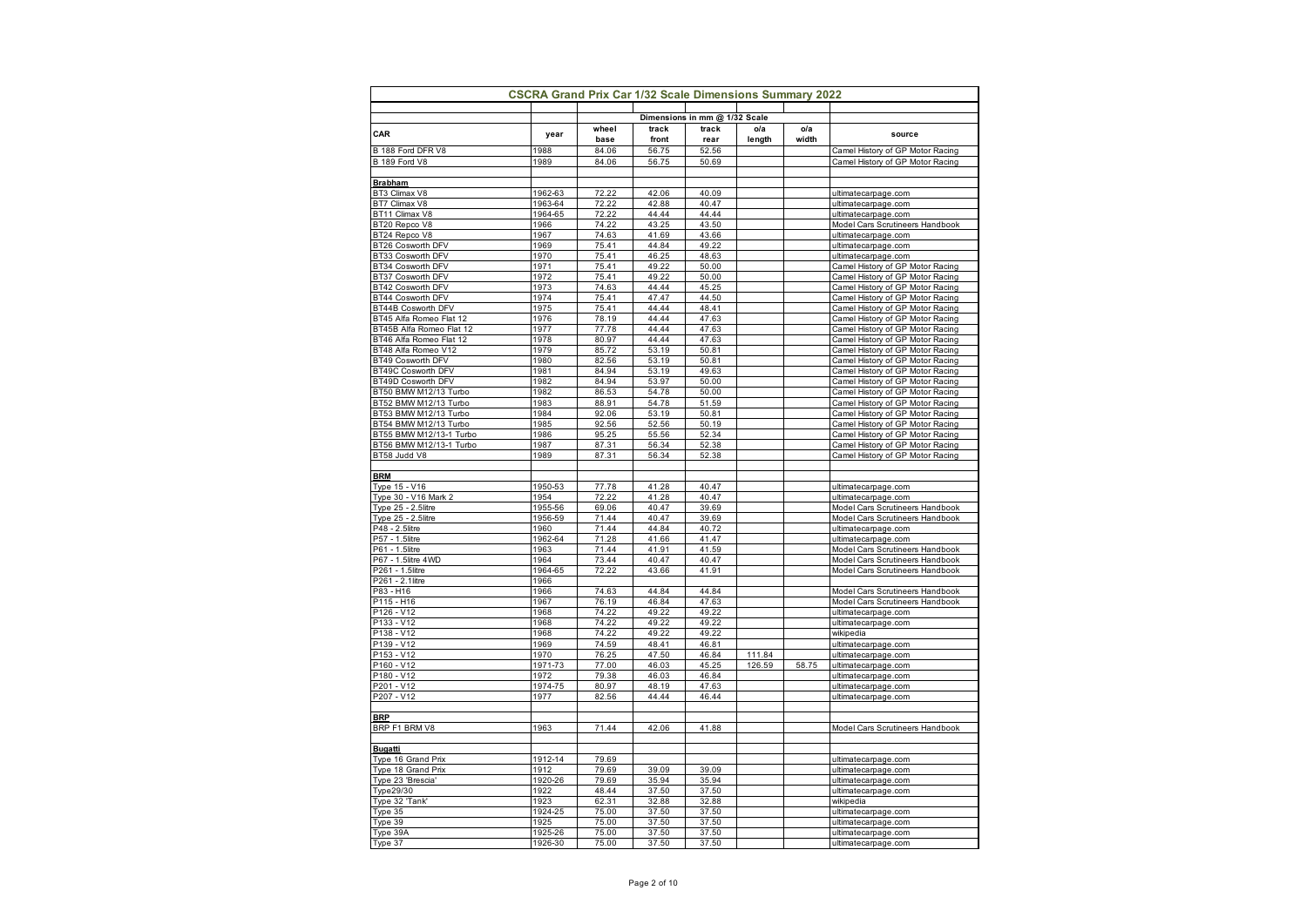## CSCRA Grand Prix Car 1/32 Scale Dimensions Summary 2022

| CAR | year | Dimensions in mm @ 1/32 Scale | | | | | | source |
|---|---|---|---|---|---|---|---|---|
| | | wheel base | track front | track rear | o/a length | o/a width | | |
| B 188 Ford DFR V8 | 1988 | 84.06 | 56.75 | 52.56 | | | | Camel History of GP Motor Racing |
| B 189 Ford V8 | 1989 | 84.06 | 56.75 | 50.69 | | | | Camel History of GP Motor Racing |
| | | | | | | | | |
| **Brabham** | | | | | | | | |
| BT3 Climax V8 | 1962-63 | 72.22 | 42.06 | 40.09 | | | | ultimatecarpage.com |
| BT7 Climax V8 | 1963-64 | 72.22 | 42.88 | 40.47 | | | | ultimatecarpage.com |
| BT11 Climax V8 | 1964-65 | 72.22 | 44.44 | 44.44 | | | | ultimatecarpage.com |
| BT20 Repco V8 | 1966 | 74.22 | 43.25 | 43.50 | | | | Model Cars Scrutineers Handbook |
| BT24 Repco V8 | 1967 | 74.63 | 41.69 | 43.66 | | | | ultimatecarpage.com |
| BT26 Cosworth DFV | 1969 | 75.41 | 44.84 | 49.22 | | | | ultimatecarpage.com |
| BT33 Cosworth DFV | 1970 | 75.41 | 46.25 | 48.63 | | | | ultimatecarpage.com |
| BT34 Cosworth DFV | 1971 | 75.41 | 49.22 | 50.00 | | | | Camel History of GP Motor Racing |
| BT37 Cosworth DFV | 1972 | 75.41 | 49.22 | 50.00 | | | | Camel History of GP Motor Racing |
| BT42 Cosworth DFV | 1973 | 74.63 | 44.44 | 45.25 | | | | Camel History of GP Motor Racing |
| BT44 Cosworth DFV | 1974 | 75.41 | 47.47 | 44.50 | | | | Camel History of GP Motor Racing |
| BT44B Cosworth DFV | 1975 | 75.41 | 44.44 | 48.41 | | | | Camel History of GP Motor Racing |
| BT45 Alfa Romeo Flat 12 | 1976 | 78.19 | 44.44 | 47.63 | | | | Camel History of GP Motor Racing |
| BT45B Alfa Romeo Flat 12 | 1977 | 77.78 | 44.44 | 47.63 | | | | Camel History of GP Motor Racing |
| BT46 Alfa Romeo Flat 12 | 1978 | 80.97 | 44.44 | 47.63 | | | | Camel History of GP Motor Racing |
| BT48 Alfa Romeo V12 | 1979 | 85.72 | 53.19 | 50.81 | | | | Camel History of GP Motor Racing |
| BT49 Cosworth DFV | 1980 | 82.56 | 53.19 | 50.81 | | | | Camel History of GP Motor Racing |
| BT49C Cosworth DFV | 1981 | 84.94 | 53.19 | 49.63 | | | | Camel History of GP Motor Racing |
| BT49D Cosworth DFV | 1982 | 84.94 | 53.97 | 50.00 | | | | Camel History of GP Motor Racing |
| BT50 BMW M12/13 Turbo | 1982 | 86.53 | 54.78 | 50.00 | | | | Camel History of GP Motor Racing |
| BT52 BMW M12/13 Turbo | 1983 | 88.91 | 54.78 | 51.59 | | | | Camel History of GP Motor Racing |
| BT53 BMW M12/13 Turbo | 1984 | 92.06 | 53.19 | 50.81 | | | | Camel History of GP Motor Racing |
| BT54 BMW M12/13 Turbo | 1985 | 92.56 | 52.56 | 50.19 | | | | Camel History of GP Motor Racing |
| BT55 BMW M12/13-1 Turbo | 1986 | 95.25 | 55.56 | 52.34 | | | | Camel History of GP Motor Racing |
| BT56 BMW M12/13-1 Turbo | 1987 | 87.31 | 56.34 | 52.38 | | | | Camel History of GP Motor Racing |
| BT58 Judd V8 | 1989 | 87.31 | 56.34 | 52.38 | | | | Camel History of GP Motor Racing |
| | | | | | | | | |
| **BRM** | | | | | | | | |
| Type 15 - V16 | 1950-53 | 77.78 | 41.28 | 40.47 | | | | ultimatecarpage.com |
| Type 30 - V16 Mark 2 | 1954 | 72.22 | 41.28 | 40.47 | | | | ultimatecarpage.com |
| Type 25 - 2.5litre | 1955-56 | 69.06 | 40.47 | 39.69 | | | | Model Cars Scrutineers Handbook |
| Type 25 - 2.5litre | 1956-59 | 71.44 | 40.47 | 39.69 | | | | Model Cars Scrutineers Handbook |
| P48 - 2.5litre | 1960 | 71.44 | 44.84 | 40.72 | | | | ultimatecarpage.com |
| P57 - 1.5litre | 1962-64 | 71.28 | 41.66 | 41.47 | | | | ultimatecarpage.com |
| P61 - 1.5litre | 1963 | 71.44 | 41.91 | 41.59 | | | | Model Cars Scrutineers Handbook |
| P67 - 1.5litre 4WD | 1964 | 73.44 | 40.47 | 40.47 | | | | Model Cars Scrutineers Handbook |
| P261 - 1.5litre | 1964-65 | 72.22 | 43.66 | 41.91 | | | | Model Cars Scrutineers Handbook |
| P261 - 2.1litre | 1966 | | | | | | | |
| P83 - H16 | 1966 | 74.63 | 44.84 | 44.84 | | | | Model Cars Scrutineers Handbook |
| P115 - H16 | 1967 | 76.19 | 46.84 | 47.63 | | | | Model Cars Scrutineers Handbook |
| P126 - V12 | 1968 | 74.22 | 49.22 | 49.22 | | | | ultimatecarpage.com |
| P133 - V12 | 1968 | 74.22 | 49.22 | 49.22 | | | | ultimatecarpage.com |
| P138 - V12 | 1968 | 74.22 | 49.22 | 49.22 | | | | wikipedia |
| P139 - V12 | 1969 | 74.59 | 48.41 | 46.81 | | | | ultimatecarpage.com |
| P153 - V12 | 1970 | 76.25 | 47.50 | 46.84 | 111.84 | | | ultimatecarpage.com |
| P160 - V12 | 1971-73 | 77.00 | 46.03 | 45.25 | 126.59 | 58.75 | | ultimatecarpage.com |
| P180 - V12 | 1972 | 79.38 | 46.03 | 46.84 | | | | ultimatecarpage.com |
| P201 - V12 | 1974-75 | 80.97 | 48.19 | 47.63 | | | | ultimatecarpage.com |
| P207 - V12 | 1977 | 82.56 | 44.44 | 46.44 | | | | ultimatecarpage.com |
| | | | | | | | | |
| **BRP** | | | | | | | | |
| BRP F1 BRM V8 | 1963 | 71.44 | 42.06 | 41.88 | | | | Model Cars Scrutineers Handbook |
| | | | | | | | | |
| **Bugatti** | | | | | | | | |
| Type 16 Grand Prix | 1912-14 | 79.69 | | | | | | ultimatecarpage.com |
| Type 18 Grand Prix | 1912 | 79.69 | 39.09 | 39.09 | | | | ultimatecarpage.com |
| Type 23 'Brescia' | 1920-26 | 79.69 | 35.94 | 35.94 | | | | ultimatecarpage.com |
| Type29/30 | 1922 | 48.44 | 37.50 | 37.50 | | | | ultimatecarpage.com |
| Type 32 'Tank' | 1923 | 62.31 | 32.88 | 32.88 | | | | wikipedia |
| Type 35 | 1924-25 | 75.00 | 37.50 | 37.50 | | | | ultimatecarpage.com |
| Type 39 | 1925 | 75.00 | 37.50 | 37.50 | | | | ultimatecarpage.com |
| Type 39A | 1925-26 | 75.00 | 37.50 | 37.50 | | | | ultimatecarpage.com |
| Type 37 | 1926-30 | 75.00 | 37.50 | 37.50 | | | | ultimatecarpage.com |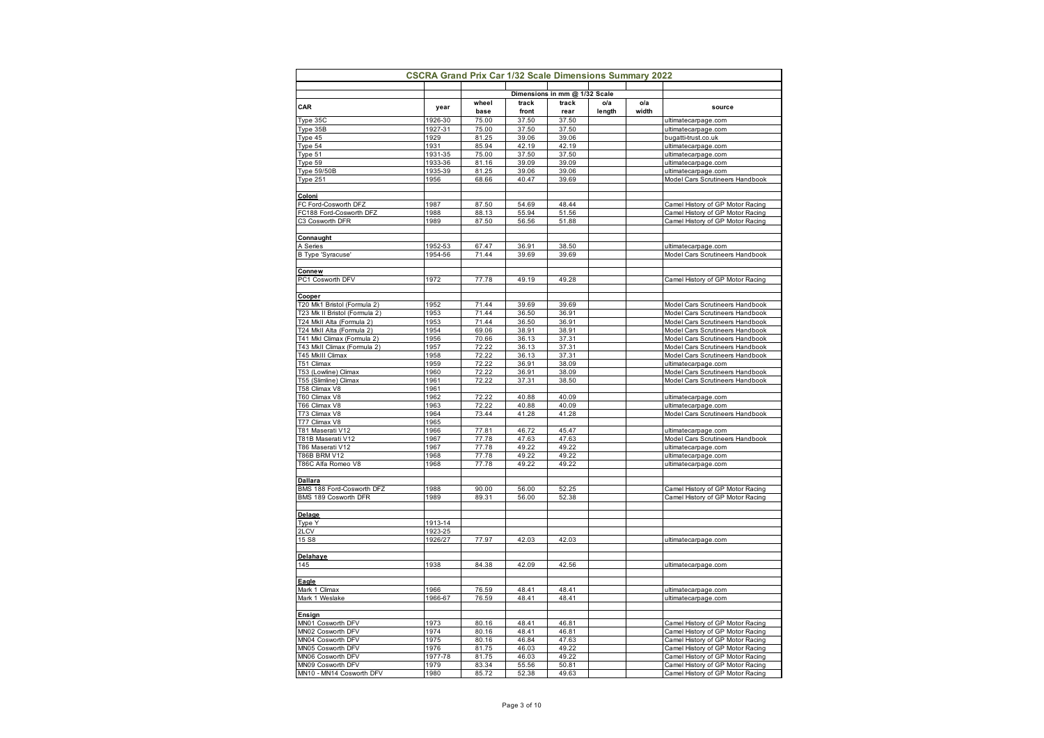## CSCRA Grand Prix Car 1/32 Scale Dimensions Summary 2022

| CAR | year | Dimensions in mm @ 1/32 Scale | | | | | source |
|---|---|---|---|---|---|---|---|
| | | wheel base | track front | track rear | o/a length | o/a width | |
| Type 35C | 1926-30 | 75.00 | 37.50 | 37.50 | | | ultimatecarpage.com |
| Type 35B | 1927-31 | 75.00 | 37.50 | 37.50 | | | ultimatecarpage.com |
| Type 45 | 1929 | 81.25 | 39.06 | 39.06 | | | bugatti-trust.co.uk |
| Type 54 | 1931 | 85.94 | 42.19 | 42.19 | | | ultimatecarpage.com |
| Type 51 | 1931-35 | 75.00 | 37.50 | 37.50 | | | ultimatecarpage.com |
| Type 59 | 1933-36 | 81.16 | 39.09 | 39.09 | | | ultimatecarpage.com |
| Type 59/50B | 1935-39 | 81.25 | 39.06 | 39.06 | | | ultimatecarpage.com |
| Type 251 | 1956 | 68.66 | 40.47 | 39.69 | | | Model Cars Scrutineers Handbook |
| | | | | | | | |
| **Coloni** | | | | | | | |
| FC Ford-Cosworth DFZ | 1987 | 87.50 | 54.69 | 48.44 | | | Camel History of GP Motor Racing |
| FC188 Ford-Cosworth DFZ | 1988 | 88.13 | 55.94 | 51.56 | | | Camel History of GP Motor Racing |
| C3 Cosworth DFR | 1989 | 87.50 | 56.56 | 51.88 | | | Camel History of GP Motor Racing |
| | | | | | | | |
| **Connaught** | | | | | | | |
| A Series | 1952-53 | 67.47 | 36.91 | 38.50 | | | ultimatecarpage.com |
| B Type 'Syracuse' | 1954-56 | 71.44 | 39.69 | 39.69 | | | Model Cars Scrutineers Handbook |
| | | | | | | | |
| **Connew** | | | | | | | |
| PC1 Cosworth DFV | 1972 | 77.78 | 49.19 | 49.28 | | | Camel History of GP Motor Racing |
| | | | | | | | |
| **Cooper** | | | | | | | |
| T20 Mk1 Bristol (Formula 2) | 1952 | 71.44 | 39.69 | 39.69 | | | Model Cars Scrutineers Handbook |
| T23 Mk II Bristol (Formula 2) | 1953 | 71.44 | 36.50 | 36.91 | | | Model Cars Scrutineers Handbook |
| T24 MkII Alta (Formula 2) | 1953 | 71.44 | 36.50 | 36.91 | | | Model Cars Scrutineers Handbook |
| T24 MkII Alta (Formula 2) | 1954 | 69.06 | 38.91 | 38.91 | | | Model Cars Scrutineers Handbook |
| T41 MkI Climax (Formula 2) | 1956 | 70.66 | 36.13 | 37.31 | | | Model Cars Scrutineers Handbook |
| T43 MkII Climax (Formula 2) | 1957 | 72.22 | 36.13 | 37.31 | | | Model Cars Scrutineers Handbook |
| T45 MkIII Climax | 1958 | 72.22 | 36.13 | 37.31 | | | Model Cars Scrutineers Handbook |
| T51 Climax | 1959 | 72.22 | 36.91 | 38.09 | | | ultimatecarpage.com |
| T53 (Lowline) Climax | 1960 | 72.22 | 36.91 | 38.09 | | | Model Cars Scrutineers Handbook |
| T55 (Slimline) Climax | 1961 | 72.22 | 37.31 | 38.50 | | | Model Cars Scrutineers Handbook |
| T58 Climax V8 | 1961 | | | | | | |
| T60 Climax V8 | 1962 | 72.22 | 40.88 | 40.09 | | | ultimatecarpage.com |
| T66 Climax V8 | 1963 | 72.22 | 40.88 | 40.09 | | | ultimatecarpage.com |
| T73 Climax V8 | 1964 | 73.44 | 41.28 | 41.28 | | | Model Cars Scrutineers Handbook |
| T77 Climax V8 | 1965 | | | | | | |
| T81 Maserati V12 | 1966 | 77.81 | 46.72 | 45.47 | | | ultimatecarpage.com |
| T81B Maserati V12 | 1967 | 77.78 | 47.63 | 47.63 | | | Model Cars Scrutineers Handbook |
| T86 Maserati V12 | 1967 | 77.78 | 49.22 | 49.22 | | | ultimatecarpage.com |
| T86B BRM V12 | 1968 | 77.78 | 49.22 | 49.22 | | | ultimatecarpage.com |
| T86C Alfa Romeo V8 | 1968 | 77.78 | 49.22 | 49.22 | | | ultimatecarpage.com |
| | | | | | | | |
| **Dallara** | | | | | | | |
| BMS 188 Ford-Cosworth DFZ | 1988 | 90.00 | 56.00 | 52.25 | | | Camel History of GP Motor Racing |
| BMS 189 Cosworth DFR | 1989 | 89.31 | 56.00 | 52.38 | | | Camel History of GP Motor Racing |
| | | | | | | | |
| **Delage** | | | | | | | |
| Type Y | 1913-14 | | | | | | |
| 2LCV | 1923-25 | | | | | | |
| 15 S8 | 1926/27 | 77.97 | 42.03 | 42.03 | | | ultimatecarpage.com |
| | | | | | | | |
| **Delahaye** | | | | | | | |
| 145 | 1938 | 84.38 | 42.09 | 42.56 | | | ultimatecarpage.com |
| | | | | | | | |
| **Eagle** | | | | | | | |
| Mark 1 Climax | 1966 | 76.59 | 48.41 | 48.41 | | | ultimatecarpage.com |
| Mark 1 Weslake | 1966-67 | 76.59 | 48.41 | 48.41 | | | ultimatecarpage.com |
| | | | | | | | |
| **Ensign** | | | | | | | |
| MN01 Cosworth DFV | 1973 | 80.16 | 48.41 | 46.81 | | | Camel History of GP Motor Racing |
| MN02 Cosworth DFV | 1974 | 80.16 | 48.41 | 46.81 | | | Camel History of GP Motor Racing |
| MN04 Cosworth DFV | 1975 | 80.16 | 46.84 | 47.63 | | | Camel History of GP Motor Racing |
| MN05 Cosworth DFV | 1976 | 81.75 | 46.03 | 49.22 | | | Camel History of GP Motor Racing |
| MN06 Cosworth DFV | 1977-78 | 81.75 | 46.03 | 49.22 | | | Camel History of GP Motor Racing |
| MN09 Cosworth DFV | 1979 | 83.34 | 55.56 | 50.81 | | | Camel History of GP Motor Racing |
| MN10 - MN14 Cosworth DFV | 1980 | 85.72 | 52.38 | 49.63 | | | Camel History of GP Motor Racing |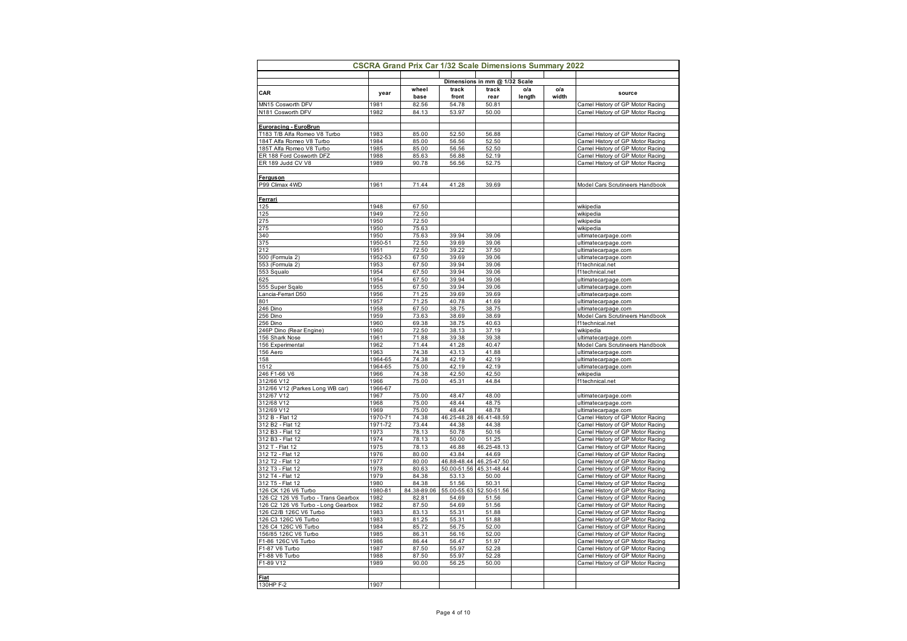| CSCRA Grand Prix Car 1/32 Scale Dimensions Summary 2022 | | | | | | | |
|---|---|---|---|---|---|---|---|
| | | Dimensions in mm @ 1/32 Scale | | | | | |
| CAR | year | wheel base | track front | track rear | o/a length | o/a width | source |
| MN15 Cosworth DFV | 1981 | 82.56 | 54.78 | 50.81 | | | Camel History of GP Motor Racing |
| N181 Cosworth DFV | 1982 | 84.13 | 53.97 | 50.00 | | | Camel History of GP Motor Racing |
| | | | | | | | |
| **Euroracing - EuroBrun** | | | | | | | |
| T183 T/B Alfa Romeo V8 Turbo | 1983 | 85.00 | 52.50 | 56.88 | | | Camel History of GP Motor Racing |
| 184T Alfa Romeo V8 Turbo | 1984 | 85.00 | 56.56 | 52.50 | | | Camel History of GP Motor Racing |
| 185T Alfa Romeo V8 Turbo | 1985 | 85.00 | 56.56 | 52.50 | | | Camel History of GP Motor Racing |
| ER 188 Ford Cosworth DFZ | 1988 | 85.63 | 56.88 | 52.19 | | | Camel History of GP Motor Racing |
| ER 189 Judd CV V8 | 1989 | 90.78 | 56.56 | 52.75 | | | Camel History of GP Motor Racing |
| | | | | | | | |
| **Ferguson** | | | | | | | |
| P99 Climax 4WD | 1961 | 71.44 | 41.28 | 39.69 | | | Model Cars Scrutineers Handbook |
| | | | | | | | |
| **Ferrari** | | | | | | | |
| 125 | 1948 | 67.50 | | | | | wikipedia |
| 125 | 1949 | 72.50 | | | | | wikipedia |
| 275 | 1950 | 72.50 | | | | | wikipedia |
| 275 | 1950 | 75.63 | | | | | wikipedia |
| 340 | 1950 | 75.63 | 39.94 | 39.06 | | | ultimatecarpage.com |
| 375 | 1950-51 | 72.50 | 39.69 | 39.06 | | | ultimatecarpage.com |
| 212 | 1951 | 72.50 | 39.22 | 37.50 | | | ultimatecarpage.com |
| 500 (Formula 2) | 1952-53 | 67.50 | 39.69 | 39.06 | | | ultimatecarpage.com |
| 553 (Formula 2) | 1953 | 67.50 | 39.94 | 39.06 | | | f1technical.net |
| 553 Squalo | 1954 | 67.50 | 39.94 | 39.06 | | | f1technical.net |
| 625 | 1954 | 67.50 | 39.94 | 39.06 | | | ultimatecarpage.com |
| 555 Super Sqalo | 1955 | 67.50 | 39.94 | 39.06 | | | ultimatecarpage.com |
| Lancia-Ferrari D50 | 1956 | 71.25 | 39.69 | 39.69 | | | ultimatecarpage.com |
| 801 | 1957 | 71.25 | 40.78 | 41.69 | | | ultimatecarpage.com |
| 246 Dino | 1958 | 67.50 | 38.75 | 38.75 | | | ultimatecarpage.com |
| 256 Dino | 1959 | 73.63 | 38.69 | 38.69 | | | Model Cars Scrutineers Handbook |
| 256 Dino | 1960 | 69.38 | 38.75 | 40.63 | | | f1technical.net |
| 246P Dino (Rear Engine) | 1960 | 72.50 | 38.13 | 37.19 | | | wikipedia |
| 156 Shark Nose | 1961 | 71.88 | 39.38 | 39.38 | | | ultimatecarpage.com |
| 156 Experimental | 1962 | 71.44 | 41.28 | 40.47 | | | Model Cars Scrutineers Handbook |
| 156 Aero | 1963 | 74.38 | 43.13 | 41.88 | | | ultimatecarpage.com |
| 158 | 1964-65 | 74.38 | 42.19 | 42.19 | | | ultimatecarpage.com |
| 1512 | 1964-65 | 75.00 | 42.19 | 42.19 | | | ultimatecarpage.com |
| 246 F1-66 V6 | 1966 | 74.38 | 42.50 | 42.50 | | | wikipedia |
| 312/66 V12 | 1966 | 75.00 | 45.31 | 44.84 | | | f1technical.net |
| 312/66 V12 (Parkes Long WB car) | 1966-67 | | | | | | |
| 312/67 V12 | 1967 | 75.00 | 48.47 | 48.00 | | | ultimatecarpage.com |
| 312/68 V12 | 1968 | 75.00 | 48.44 | 48.75 | | | ultimatecarpage.com |
| 312/69 V12 | 1969 | 75.00 | 48.44 | 48.78 | | | ultimatecarpage.com |
| 312 B - Flat 12 | 1970-71 | 74.38 | 46.25-48.28 | 46.41-48.59 | | | Camel History of GP Motor Racing |
| 312 B2 - Flat 12 | 1971-72 | 73.44 | 44.38 | 44.38 | | | Camel History of GP Motor Racing |
| 312 B3 - Flat 12 | 1973 | 78.13 | 50.78 | 50.16 | | | Camel History of GP Motor Racing |
| 312 B3 - Flat 12 | 1974 | 78.13 | 50.00 | 51.25 | | | Camel History of GP Motor Racing |
| 312 T - Flat 12 | 1975 | 78.13 | 46.88 | 46.25-48.13 | | | Camel History of GP Motor Racing |
| 312 T2 - Flat 12 | 1976 | 80.00 | 43.84 | 44.69 | | | Camel History of GP Motor Racing |
| 312 T2 - Flat 12 | 1977 | 80.00 | 46.88-48.44 | 46.25-47.50 | | | Camel History of GP Motor Racing |
| 312 T3 - Flat 12 | 1978 | 80.63 | 50.00-51.56 | 45.31-48.44 | | | Camel History of GP Motor Racing |
| 312 T4 - Flat 12 | 1979 | 84.38 | 53.13 | 50.00 | | | Camel History of GP Motor Racing |
| 312 T5 - Flat 12 | 1980 | 84.38 | 51.56 | 50.31 | | | Camel History of GP Motor Racing |
| 126 CK 126 V6 Turbo | 1980-81 | 84.38-89.06 | 55.00-55.63 | 52.50-51.56 | | | Camel History of GP Motor Racing |
| 126 C2 126 V6 Turbo - Trans Gearbox | 1982 | 82.81 | 54.69 | 51.56 | | | Camel History of GP Motor Racing |
| 126 C2 126 V6 Turbo - Long Gearbox | 1982 | 87.50 | 54.69 | 51.56 | | | Camel History of GP Motor Racing |
| 126 C2/B 126C V6 Turbo | 1983 | 83.13 | 55.31 | 51.88 | | | Camel History of GP Motor Racing |
| 126 C3 126C V6 Turbo | 1983 | 81.25 | 55.31 | 51.88 | | | Camel History of GP Motor Racing |
| 126 C4 126C V6 Turbo | 1984 | 85.72 | 56.75 | 52.00 | | | Camel History of GP Motor Racing |
| 156/85 126C V6 Turbo | 1985 | 86.31 | 56.16 | 52.00 | | | Camel History of GP Motor Racing |
| F1-86 126C V6 Turbo | 1986 | 86.44 | 56.47 | 51.97 | | | Camel History of GP Motor Racing |
| F1-87 V6 Turbo | 1987 | 87.50 | 55.97 | 52.28 | | | Camel History of GP Motor Racing |
| F1-88 V6 Turbo | 1988 | 87.50 | 55.97 | 52.28 | | | Camel History of GP Motor Racing |
| F1-89 V12 | 1989 | 90.00 | 56.25 | 50.00 | | | Camel History of GP Motor Racing |
| | | | | | | | |
| **Fiat** | | | | | | | |
| 130HP F-2 | 1907 | | | | | | |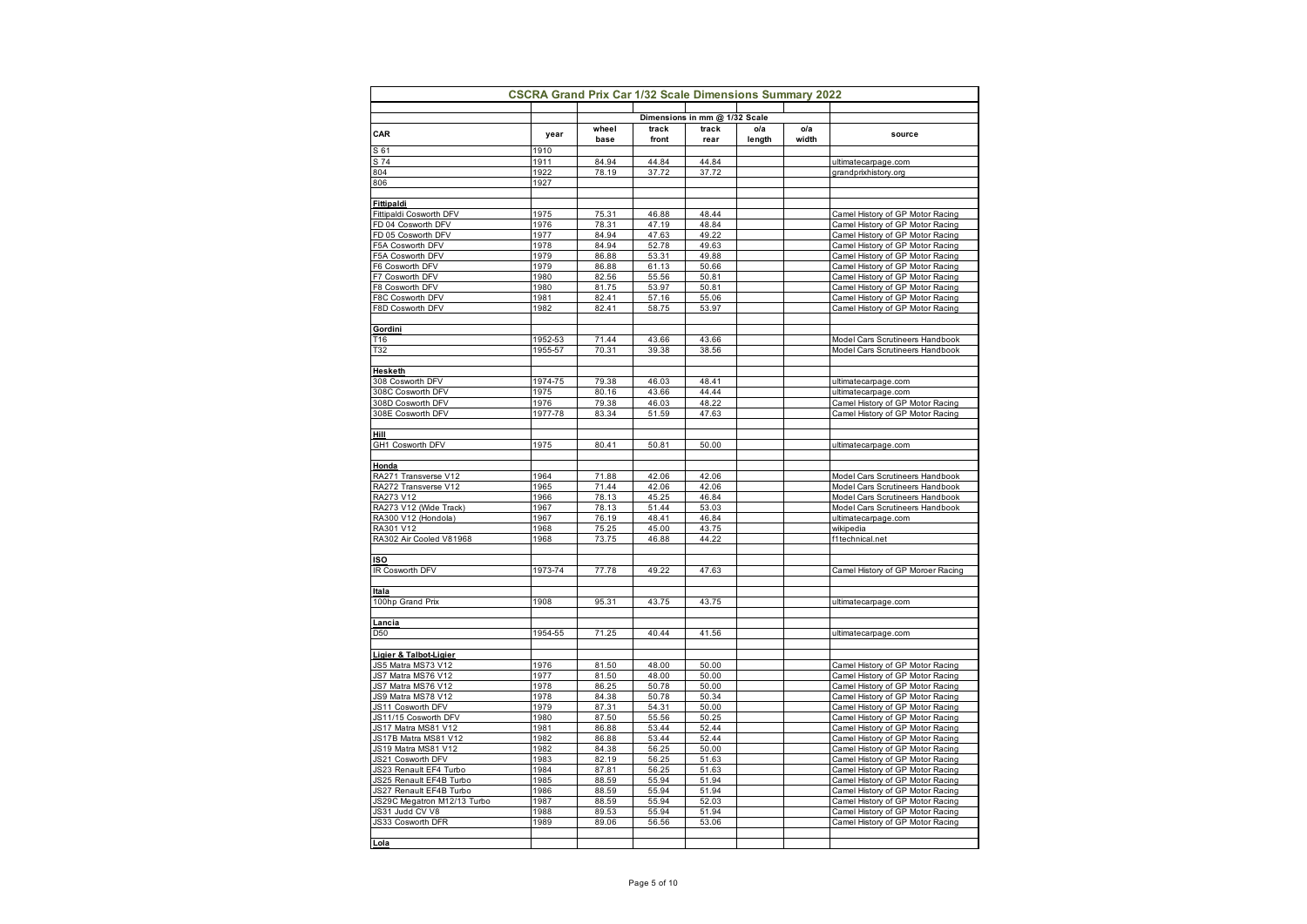| CSCRA Grand Prix Car 1/32 Scale Dimensions Summary 2022 | | | | | | | |
|---|---|---|---|---|---|---|---|
| | | Dimensions in mm @ 1/32 Scale | | | | | |
| CAR | year | wheel base | track front | track rear | o/a length | o/a width | source |
| S 61 | 1910 | | | | | | |
| S 74 | 1911 | 84.94 | 44.84 | 44.84 | | | ultimatecarpage.com |
| 804 | 1922 | 78.19 | 37.72 | 37.72 | | | grandprixhistory.org |
| 806 | 1927 | | | | | | |
| | | | | | | | |
| **Fittipaldi** | | | | | | | |
| Fittipaldi Cosworth DFV | 1975 | 75.31 | 46.88 | 48.44 | | | Camel History of GP Motor Racing |
| FD 04 Cosworth DFV | 1976 | 78.31 | 47.19 | 48.84 | | | Camel History of GP Motor Racing |
| FD 05 Cosworth DFV | 1977 | 84.94 | 47.63 | 49.22 | | | Camel History of GP Motor Racing |
| F5A Cosworth DFV | 1978 | 84.94 | 52.78 | 49.63 | | | Camel History of GP Motor Racing |
| F5A Cosworth DFV | 1979 | 86.88 | 53.31 | 49.88 | | | Camel History of GP Motor Racing |
| F6 Cosworth DFV | 1979 | 86.88 | 61.13 | 50.66 | | | Camel History of GP Motor Racing |
| F7 Cosworth DFV | 1980 | 82.56 | 55.56 | 50.81 | | | Camel History of GP Motor Racing |
| F8 Cosworth DFV | 1980 | 81.75 | 53.97 | 50.81 | | | Camel History of GP Motor Racing |
| F8C Cosworth DFV | 1981 | 82.41 | 57.16 | 55.06 | | | Camel History of GP Motor Racing |
| F8D Cosworth DFV | 1982 | 82.41 | 58.75 | 53.97 | | | Camel History of GP Motor Racing |
| | | | | | | | |
| **Gordini** | | | | | | | |
| T16 | 1952-53 | 71.44 | 43.66 | 43.66 | | | Model Cars Scrutineers Handbook |
| T32 | 1955-57 | 70.31 | 39.38 | 38.56 | | | Model Cars Scrutineers Handbook |
| | | | | | | | |
| **Hesketh** | | | | | | | |
| 308 Cosworth DFV | 1974-75 | 79.38 | 46.03 | 48.41 | | | ultimatecarpage.com |
| 308C Cosworth DFV | 1975 | 80.16 | 43.66 | 44.44 | | | ultimatecarpage.com |
| 308D Cosworth DFV | 1976 | 79.38 | 46.03 | 48.22 | | | Camel History of GP Motor Racing |
| 308E Cosworth DFV | 1977-78 | 83.34 | 51.59 | 47.63 | | | Camel History of GP Motor Racing |
| | | | | | | | |
| **Hill** | | | | | | | |
| GH1 Cosworth DFV | 1975 | 80.41 | 50.81 | 50.00 | | | ultimatecarpage.com |
| | | | | | | | |
| **Honda** | | | | | | | |
| RA271 Transverse V12 | 1964 | 71.88 | 42.06 | 42.06 | | | Model Cars Scrutineers Handbook |
| RA272 Transverse V12 | 1965 | 71.44 | 42.06 | 42.06 | | | Model Cars Scrutineers Handbook |
| RA273 V12 | 1966 | 78.13 | 45.25 | 46.84 | | | Model Cars Scrutineers Handbook |
| RA273 V12 (Wide Track) | 1967 | 78.13 | 51.44 | 53.03 | | | Model Cars Scrutineers Handbook |
| RA300 V12 (Hondola) | 1967 | 76.19 | 48.41 | 46.84 | | | ultimatecarpage.com |
| RA301 V12 | 1968 | 75.25 | 45.00 | 43.75 | | | wikipedia |
| RA302 Air Cooled V81968 | 1968 | 73.75 | 46.88 | 44.22 | | | f1technical.net |
| | | | | | | | |
| **ISO** | | | | | | | |
| IR Cosworth DFV | 1973-74 | 77.78 | 49.22 | 47.63 | | | Camel History of GP Moroer Racing |
| | | | | | | | |
| **Itala** | | | | | | | |
| 100hp Grand Prix | 1908 | 95.31 | 43.75 | 43.75 | | | ultimatecarpage.com |
| | | | | | | | |
| **Lancia** | | | | | | | |
| D50 | 1954-55 | 71.25 | 40.44 | 41.56 | | | ultimatecarpage.com |
| | | | | | | | |
| **Ligier & Talbot-Ligier** | | | | | | | |
| JS5 Matra MS73 V12 | 1976 | 81.50 | 48.00 | 50.00 | | | Camel History of GP Motor Racing |
| JS7 Matra MS76 V12 | 1977 | 81.50 | 48.00 | 50.00 | | | Camel History of GP Motor Racing |
| JS7 Matra MS76 V12 | 1978 | 86.25 | 50.78 | 50.00 | | | Camel History of GP Motor Racing |
| JS9 Matra MS78 V12 | 1978 | 84.38 | 50.78 | 50.34 | | | Camel History of GP Motor Racing |
| JS11 Cosworth DFV | 1979 | 87.31 | 54.31 | 50.00 | | | Camel History of GP Motor Racing |
| JS11/15 Cosworth DFV | 1980 | 87.50 | 55.56 | 50.25 | | | Camel History of GP Motor Racing |
| JS17 Matra MS81 V12 | 1981 | 86.88 | 53.44 | 52.44 | | | Camel History of GP Motor Racing |
| JS17B Matra MS81 V12 | 1982 | 86.88 | 53.44 | 52.44 | | | Camel History of GP Motor Racing |
| JS19 Matra MS81 V12 | 1982 | 84.38 | 56.25 | 50.00 | | | Camel History of GP Motor Racing |
| JS21 Cosworth DFV | 1983 | 82.19 | 56.25 | 51.63 | | | Camel History of GP Motor Racing |
| JS23 Renault EF4 Turbo | 1984 | 87.81 | 56.25 | 51.63 | | | Camel History of GP Motor Racing |
| JS25 Renault EF4B Turbo | 1985 | 88.59 | 55.94 | 51.94 | | | Camel History of GP Motor Racing |
| JS27 Renault EF4B Turbo | 1986 | 88.59 | 55.94 | 51.94 | | | Camel History of GP Motor Racing |
| JS29C Megatron M12/13 Turbo | 1987 | 88.59 | 55.94 | 52.03 | | | Camel History of GP Motor Racing |
| JS31 Judd CV V8 | 1988 | 89.53 | 55.94 | 51.94 | | | Camel History of GP Motor Racing |
| JS33 Cosworth DFR | 1989 | 89.06 | 56.56 | 53.06 | | | Camel History of GP Motor Racing |
| | | | | | | | |
| **Lola** | | | | | | | |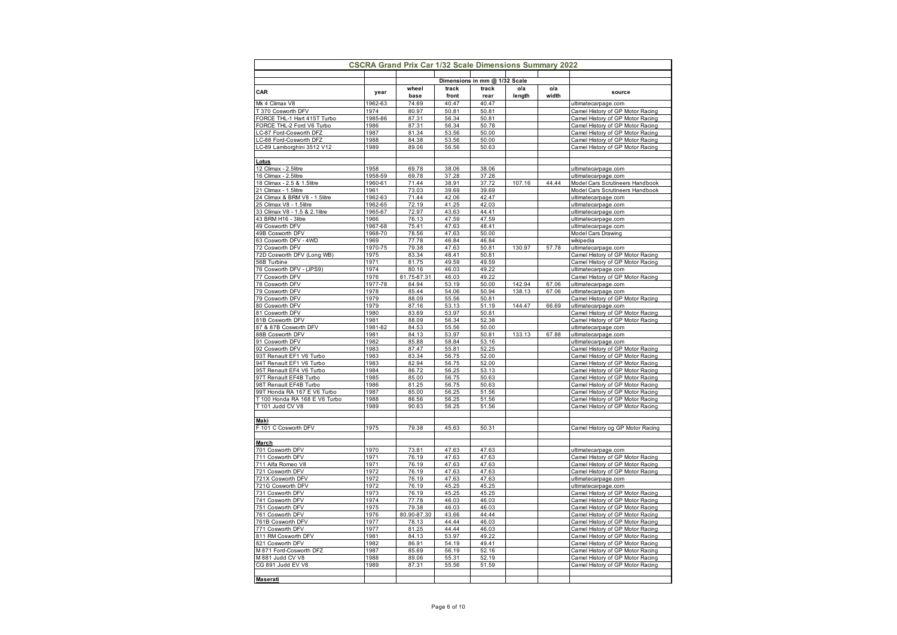# CSCRA Grand Prix Car 1/32 Scale Dimensions Summary 2022

| CAR | year | Dimensions in mm @ 1/32 Scale | | | | | source |
|---|---|---|---|---|---|---|---|
| | | wheel base | track front | track rear | o/a length | o/a width | |
| Mk 4 Climax V8 | 1962-63 | 74.69 | 40.47 | 40.47 | | | ultimatecarpage.com |
| T 370 Cosworth DFV | 1974 | 80.97 | 50.81 | 50.81 | | | Camel History of GP Motor Racing |
| FORCE THL-1 Hart 415T Turbo | 1985-86 | 87.31 | 56.34 | 50.81 | | | Camel History of GP Motor Racing |
| FORCE THL-2 Ford V6 Turbo | 1986 | 87.31 | 56.34 | 50.78 | | | Camel History of GP Motor Racing |
| LC-87 Ford-Cosworth DFZ | 1987 | 81.34 | 53.56 | 50.00 | | | Camel History of GP Motor Racing |
| LC-88 Ford-Cosworth DFZ | 1988 | 84.38 | 53.56 | 50.00 | | | Camel History of GP Motor Racing |
| LC-89 Lamborghini 3512 V12 | 1989 | 89.06 | 56.56 | 50.63 | | | Camel History of GP Motor Racing |
| | | | | | | | |
| **Lotus** | | | | | | | |
| 12 Climax - 2.5litre | 1958 | 69.78 | 38.06 | 38.06 | | | ultimatecarpage.com |
| 16 Climax - 2.5litre | 1958-59 | 69.78 | 37.28 | 37.28 | | | ultimatecarpage.com |
| 18 Climax - 2.5 & 1.5litre | 1960-61 | 71.44 | 38.91 | 37.72 | 107.16 | 44.44 | Model Cars Scrutineers Handbook |
| 21 Climax - 1.5litre | 1961 | 73.03 | 39.69 | 39.69 | | | Model Cars Scrutineers Handbook |
| 24 Climax & BRM V8 - 1.5litre | 1962-63 | 71.44 | 42.06 | 42.47 | | | ultimatecarpage.com |
| 25 Climax V8 - 1.5litre | 1962-65 | 72.19 | 41.25 | 42.03 | | | ultimatecarpage.com |
| 33 Climax V8 - 1.5 & 2.1litre | 1965-67 | 72.97 | 43.63 | 44.41 | | | ultimatecarpage.com |
| 43 BRM H16 - 3litre | 1966 | 76.13 | 47.59 | 47.59 | | | ultimatecarpage.com |
| 49 Cosworth DFV | 1967-68 | 75.41 | 47.63 | 48.41 | | | ultimatecarpage.com |
| 49B Cosworth DFV | 1968-70 | 78.56 | 47.63 | 50.00 | | | Model Cars Drawing |
| 63 Cosworth DFV - 4WD | 1969 | 77.78 | 46.84 | 46.84 | | | wikipedia |
| 72 Cosworth DFV | 1970-75 | 79.38 | 47.63 | 50.81 | 130.97 | 57.78 | ultimatecarpage.com |
| 72D Cosworth DFV (Long WB) | 1975 | 83.34 | 48.41 | 50.81 | | | Camel History of GP Motor Racing |
| 56B Turbine | 1971 | 81.75 | 49.59 | 49.59 | | | Camel History of GP Motor Racing |
| 76 Cosworth DFV - (JPS9) | 1974 | 80.16 | 46.03 | 49.22 | | | ultimatecarpage.com |
| 77 Cosworth DFV | 1976 | 81.75-87.31 | 46.03 | 49.22 | | | Camel History of GP Motor Racing |
| 78 Cosworth DFV | 1977-78 | 84.94 | 53.19 | 50.00 | 142.94 | 67.06 | ultimatecarpage.com |
| 79 Cosworth DFV | 1978 | 85.44 | 54.06 | 50.94 | 138.13 | 67.06 | ultimatecarpage.com |
| 79 Cosworth DFV | 1979 | 88.09 | 55.56 | 50.81 | | | Camel History of GP Motor Racing |
| 80 Cosworth DFV | 1979 | 87.16 | 53.13 | 51.19 | 144.47 | 66.69 | ultimatecarpage.com |
| 81 Cosworth DFV | 1980 | 83.69 | 53.97 | 50.81 | | | Camel History of GP Motor Racing |
| 81B Cosworth DFV | 1981 | 88.09 | 56.34 | 52.38 | | | Camel History of GP Motor Racing |
| 87 & 87B Cosworth DFV | 1981-82 | 84.53 | 55.56 | 50.00 | | | ultimatecarpage.com |
| 88B Cosworth DFV | 1981 | 84.13 | 53.97 | 50.81 | 133.13 | 67.88 | ultimatecarpage.com |
| 91 Cosworth DFV | 1982 | 85.88 | 58.84 | 53.16 | | | ultimatecarpage.com |
| 92 Cosworth DFV | 1983 | 87.47 | 55.81 | 52.25 | | | Camel History of GP Motor Racing |
| 93T Renault EF1 V6 Turbo | 1983 | 83.34 | 56.75 | 52.00 | | | Camel History of GP Motor Racing |
| 94T Renault EF1 V6 Turbo | 1983 | 82.94 | 56.75 | 52.00 | | | Camel History of GP Motor Racing |
| 95T Renault EF4 V6 Turbo | 1984 | 86.72 | 56.25 | 53.13 | | | Camel History of GP Motor Racing |
| 97T Renault EF4B Turbo | 1985 | 85.00 | 56.75 | 50.63 | | | Camel History of GP Motor Racing |
| 98T Renault EF4B Turbo | 1986 | 81.25 | 56.75 | 50.63 | | | Camel History of GP Motor Racing |
| 99T Honda RA 167 E V6 Turbo | 1987 | 85.00 | 56.25 | 51.56 | | | Camel History of GP Motor Racing |
| T 100 Honda RA 168 E V6 Turbo | 1988 | 86.56 | 56.25 | 51.56 | | | Camel History of GP Motor Racing |
| T 101 Judd CV V8 | 1989 | 90.63 | 56.25 | 51.56 | | | Camel History of GP Motor Racing |
| | | | | | | | |
| **Maki** | | | | | | | |
| F 101 C Cosworth DFV | 1975 | 79.38 | 45.63 | 50.31 | | | Camel History og GP Motor Racing |
| | | | | | | | |
| **March** | | | | | | | |
| 701 Cosworth DFV | 1970 | 73.81 | 47.63 | 47.63 | | | ultimatecarpage.com |
| 711 Cosworth DFV | 1971 | 76.19 | 47.63 | 47.63 | | | Camel History of GP Motor Racing |
| 711 Alfa Romeo V8 | 1971 | 76.19 | 47.63 | 47.63 | | | Camel History of GP Motor Racing |
| 721 Cosworth DFV | 1972 | 76.19 | 47.63 | 47.63 | | | Camel History of GP Motor Racing |
| 721X Cosworth DFV | 1972 | 76.19 | 47.63 | 47.63 | | | ultimatecarpage.com |
| 721G Cosworth DFV | 1972 | 76.19 | 45.25 | 45.25 | | | ultimatecarpage.com |
| 731 Cosworth DFV | 1973 | 76.19 | 45.25 | 45.25 | | | Camel History of GP Motor Racing |
| 741 Cosworth DFV | 1974 | 77.78 | 46.03 | 46.03 | | | Camel History of GP Motor Racing |
| 751 Cosworth DFV | 1975 | 79.38 | 46.03 | 46.03 | | | Camel History of GP Motor Racing |
| 761 Cosworth DFV | 1976 | 80.90-87.30 | 43.66 | 44.44 | | | Camel History of GP Motor Racing |
| 761B Cosworth DFV | 1977 | 78.13 | 44.44 | 46.03 | | | Camel History of GP Motor Racing |
| 771 Cosworth DFV | 1977 | 81.25 | 44.44 | 46.03 | | | Camel History of GP Motor Racing |
| 811 RM Cosworth DFV | 1981 | 84.13 | 53.97 | 49.22 | | | Camel History of GP Motor Racing |
| 821 Cosworth DFV | 1982 | 86.91 | 54.19 | 49.41 | | | Camel History of GP Motor Racing |
| M 871 Ford-Cosworth DFZ | 1987 | 85.69 | 56.19 | 52.16 | | | Camel History of GP Motor Racing |
| M 881 Judd CV V8 | 1988 | 89.06 | 55.31 | 52.19 | | | Camel History of GP Motor Racing |
| CG 891 Judd EV V8 | 1989 | 87.31 | 55.56 | 51.59 | | | Camel History of GP Motor Racing |
| | | | | | | | |
| **Maserati** | | | | | | | |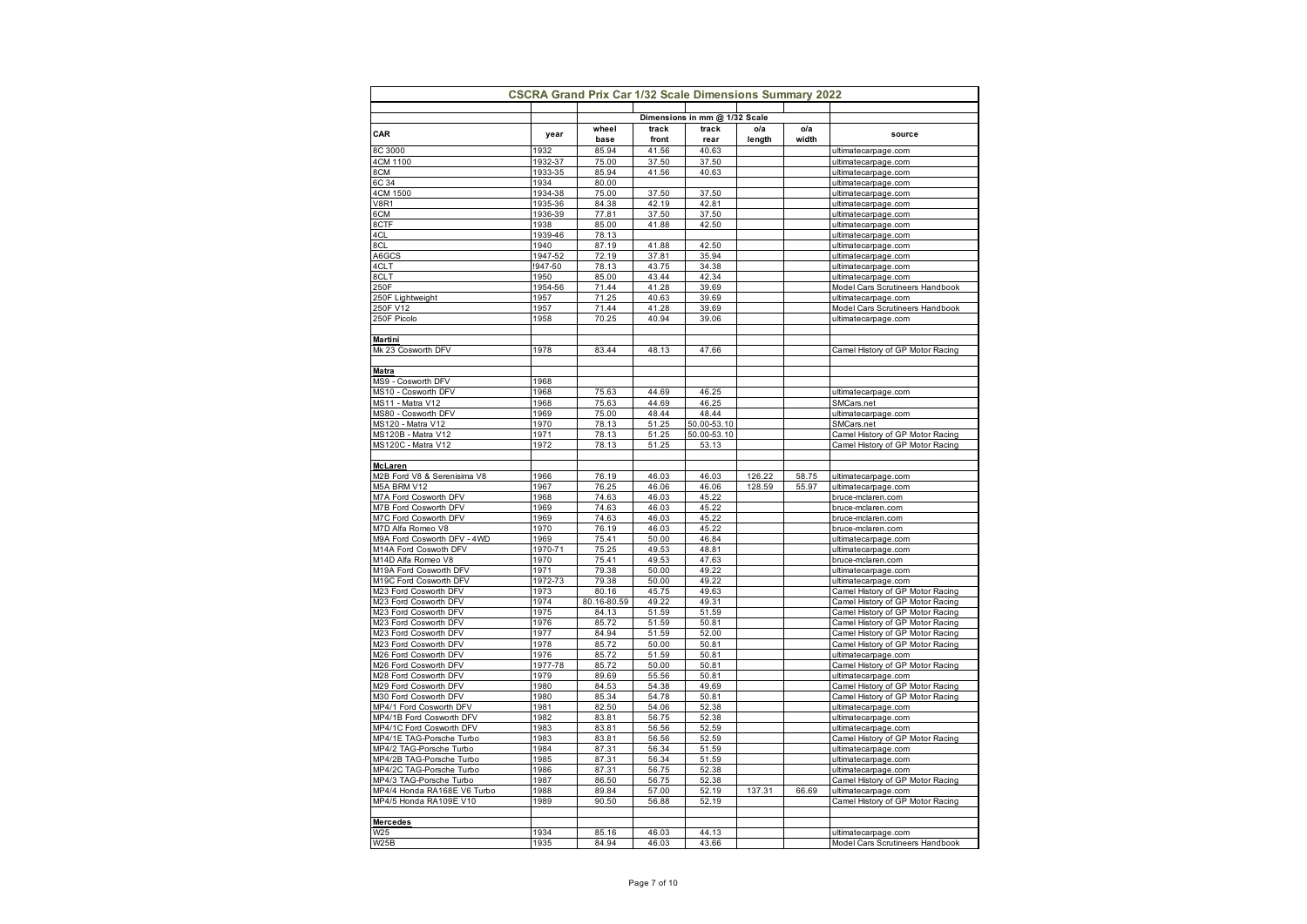# CSCRA Grand Prix Car 1/32 Scale Dimensions Summary 2022

| CAR | year | wheel base | track front | track rear | o/a length | o/a width | source |
|---|---|---|---|---|---|---|---|
| | | Dimensions in mm @ 1/32 Scale | | | | | |
| 8C 3000 | 1932 | 85.94 | 41.56 | 40.63 | | | ultimatecarpage.com |
| 4CM 1100 | 1932-37 | 75.00 | 37.50 | 37.50 | | | ultimatecarpage.com |
| 8CM | 1933-35 | 85.94 | 41.56 | 40.63 | | | ultimatecarpage.com |
| 6C 34 | 1934 | 80.00 | | | | | ultimatecarpage.com |
| 4CM 1500 | 1934-38 | 75.00 | 37.50 | 37.50 | | | ultimatecarpage.com |
| V8R1 | 1935-36 | 84.38 | 42.19 | 42.81 | | | ultimatecarpage.com |
| 6CM | 1936-39 | 77.81 | 37.50 | 37.50 | | | ultimatecarpage.com |
| 8CTF | 1938 | 85.00 | 41.88 | 42.50 | | | ultimatecarpage.com |
| 4CL | 1939-46 | 78.13 | | | | | ultimatecarpage.com |
| 8CL | 1940 | 87.19 | 41.88 | 42.50 | | | ultimatecarpage.com |
| A6GCS | 1947-52 | 72.19 | 37.81 | 35.94 | | | ultimatecarpage.com |
| 4CLT | !947-50 | 78.13 | 43.75 | 34.38 | | | ultimatecarpage.com |
| 8CLT | 1950 | 85.00 | 43.44 | 42.34 | | | ultimatecarpage.com |
| 250F | 1954-56 | 71.44 | 41.28 | 39.69 | | | Model Cars Scrutineers Handbook |
| 250F Lightweight | 1957 | 71.25 | 40.63 | 39.69 | | | ultimatecarpage.com |
| 250F V12 | 1957 | 71.44 | 41.28 | 39.69 | | | Model Cars Scrutineers Handbook |
| 250F Picolo | 1958 | 70.25 | 40.94 | 39.06 | | | ultimatecarpage.com |
| | | | | | | | |
| **Martini** | | | | | | | |
| Mk 23 Cosworth DFV | 1978 | 83.44 | 48.13 | 47.66 | | | Camel History of GP Motor Racing |
| | | | | | | | |
| **Matra** | | | | | | | |
| MS9 - Cosworth DFV | 1968 | | | | | | |
| MS10 - Cosworth DFV | 1968 | 75.63 | 44.69 | 46.25 | | | ultimatecarpage.com |
| MS11 - Matra V12 | 1968 | 75.63 | 44.69 | 46.25 | | | SMCars.net |
| MS80 - Cosworth DFV | 1969 | 75.00 | 48.44 | 48.44 | | | ultimatecarpage.com |
| MS120 - Matra V12 | 1970 | 78.13 | 51.25 | 50.00-53.10 | | | SMCars.net |
| MS120B - Matra V12 | 1971 | 78.13 | 51.25 | 50.00-53.10 | | | Camel History of GP Motor Racing |
| MS120C - Matra V12 | 1972 | 78.13 | 51.25 | 53.13 | | | Camel History of GP Motor Racing |
| | | | | | | | |
| **McLaren** | | | | | | | |
| M2B Ford V8 & Serenisima V8 | 1966 | 76.19 | 46.03 | 46.03 | 126.22 | 58.75 | ultimatecarpage.com |
| M5A BRM V12 | 1967 | 76.25 | 46.06 | 46.06 | 128.59 | 55.97 | ultimatecarpage.com |
| M7A Ford Cosworth DFV | 1968 | 74.63 | 46.03 | 45.22 | | | bruce-mclaren.com |
| M7B Ford Cosworth DFV | 1969 | 74.63 | 46.03 | 45.22 | | | bruce-mclaren.com |
| M7C Ford Cosworth DFV | 1969 | 74.63 | 46.03 | 45.22 | | | bruce-mclaren.com |
| M7D Alfa Romeo V8 | 1970 | 76.19 | 46.03 | 45.22 | | | bruce-mclaren.com |
| M9A Ford Cosworth DFV - 4WD | 1969 | 75.41 | 50.00 | 46.84 | | | ultimatecarpage.com |
| M14A Ford Coswoth DFV | 1970-71 | 75.25 | 49.53 | 48.81 | | | ultimatecarpage.com |
| M14D Alfa Romeo V8 | 1970 | 75.41 | 49.53 | 47.63 | | | bruce-mclaren.com |
| M19A Ford Cosworth DFV | 1971 | 79.38 | 50.00 | 49.22 | | | ultimatecarpage.com |
| M19C Ford Cosworth DFV | 1972-73 | 79.38 | 50.00 | 49.22 | | | ultimatecarpage.com |
| M23 Ford Cosworth DFV | 1973 | 80.16 | 45.75 | 49.63 | | | Camel History of GP Motor Racing |
| M23 Ford Cosworth DFV | 1974 | 80.16-80.59 | 49.22 | 49.31 | | | Camel History of GP Motor Racing |
| M23 Ford Cosworth DFV | 1975 | 84.13 | 51.59 | 51.59 | | | Camel History of GP Motor Racing |
| M23 Ford Cosworth DFV | 1976 | 85.72 | 51.59 | 50.81 | | | Camel History of GP Motor Racing |
| M23 Ford Cosworth DFV | 1977 | 84.94 | 51.59 | 52.00 | | | Camel History of GP Motor Racing |
| M23 Ford Cosworth DFV | 1978 | 85.72 | 50.00 | 50.81 | | | Camel History of GP Motor Racing |
| M26 Ford Cosworth DFV | 1976 | 85.72 | 51.59 | 50.81 | | | ultimatecarpage.com |
| M26 Ford Cosworth DFV | 1977-78 | 85.72 | 50.00 | 50.81 | | | Camel History of GP Motor Racing |
| M28 Ford Cosworth DFV | 1979 | 89.69 | 55.56 | 50.81 | | | ultimatecarpage.com |
| M29 Ford Cosworth DFV | 1980 | 84.53 | 54.38 | 49.69 | | | Camel History of GP Motor Racing |
| M30 Ford Cosworth DFV | 1980 | 85.34 | 54.78 | 50.81 | | | Camel History of GP Motor Racing |
| MP4/1 Ford Cosworth DFV | 1981 | 82.50 | 54.06 | 52.38 | | | ultimatecarpage.com |
| MP4/1B Ford Cosworth DFV | 1982 | 83.81 | 56.75 | 52.38 | | | ultimatecarpage.com |
| MP4/1C Ford Cosworth DFV | 1983 | 83.81 | 56.56 | 52.59 | | | ultimatecarpage.com |
| MP4/1E TAG-Porsche Turbo | 1983 | 83.81 | 56.56 | 52.59 | | | Camel History of GP Motor Racing |
| MP4/2 TAG-Porsche Turbo | 1984 | 87.31 | 56.34 | 51.59 | | | ultimatecarpage.com |
| MP4/2B TAG-Porsche Turbo | 1985 | 87.31 | 56.34 | 51.59 | | | ultimatecarpage.com |
| MP4/2C TAG-Porsche Turbo | 1986 | 87.31 | 56.75 | 52.38 | | | ultimatecarpage.com |
| MP4/3 TAG-Porsche Turbo | 1987 | 86.50 | 56.75 | 52.38 | | | Camel History of GP Motor Racing |
| MP4/4 Honda RA168E V6 Turbo | 1988 | 89.84 | 57.00 | 52.19 | 137.31 | 66.69 | ultimatecarpage.com |
| MP4/5 Honda RA109E V10 | 1989 | 90.50 | 56.88 | 52.19 | | | Camel History of GP Motor Racing |
| | | | | | | | |
| **Mercedes** | | | | | | | |
| W25 | 1934 | 85.16 | 46.03 | 44.13 | | | ultimatecarpage.com |
| W25B | 1935 | 84.94 | 46.03 | 43.66 | | | Model Cars Scrutineers Handbook |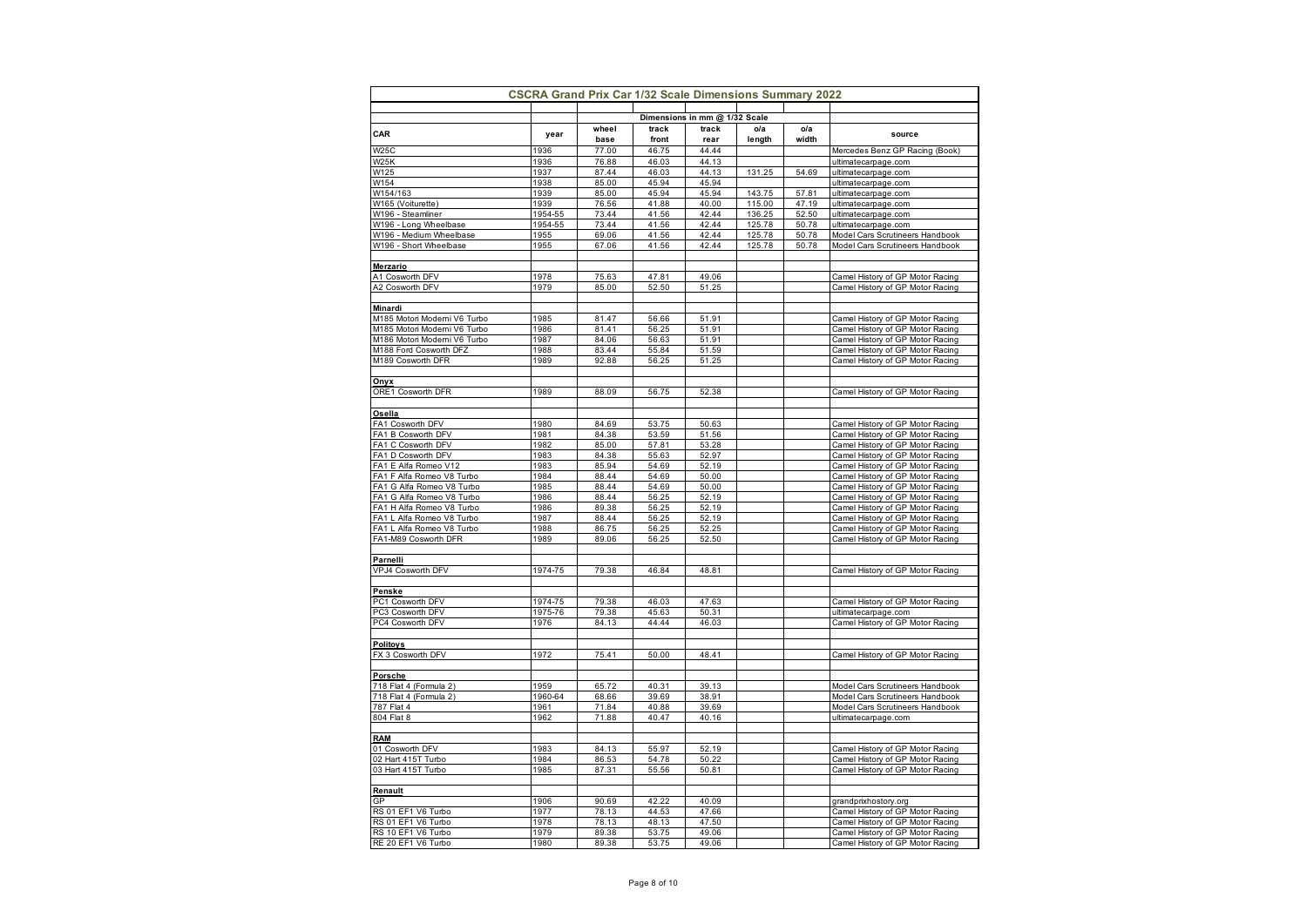# CSCRA Grand Prix Car 1/32 Scale Dimensions Summary 2022

| CAR | year | Dimensions in mm @ 1/32 Scale | | | | | | source |
|---|---|---|---|---|---|---|---|---|
| | | wheel base | track front | track rear | o/a length | o/a width | | |
| W25C | 1936 | 77.00 | 46.75 | 44.44 | | | | Mercedes Benz GP Racing (Book) |
| W25K | 1936 | 76.88 | 46.03 | 44.13 | | | | ultimatecarpage.com |
| W125 | 1937 | 87.44 | 46.03 | 44.13 | 131.25 | 54.69 | | ultimatecarpage.com |
| W154 | 1938 | 85.00 | 45.94 | 45.94 | | | | ultimatecarpage.com |
| W154/163 | 1939 | 85.00 | 45.94 | 45.94 | 143.75 | 57.81 | | ultimatecarpage.com |
| W165 (Voiturette) | 1939 | 76.56 | 41.88 | 40.00 | 115.00 | 47.19 | | ultimatecarpage.com |
| W196 - Steamliner | 1954-55 | 73.44 | 41.56 | 42.44 | 136.25 | 52.50 | | ultimatecarpage.com |
| W196 - Long Wheelbase | 1954-55 | 73.44 | 41.56 | 42.44 | 125.78 | 50.78 | | ultimatecarpage.com |
| W196 - Medium Wheelbase | 1955 | 69.06 | 41.56 | 42.44 | 125.78 | 50.78 | | Model Cars Scrutineers Handbook |
| W196 - Short Wheelbase | 1955 | 67.06 | 41.56 | 42.44 | 125.78 | 50.78 | | Model Cars Scrutineers Handbook |
| | | | | | | | | |
| **Merzario** | | | | | | | | |
| A1 Cosworth DFV | 1978 | 75.63 | 47.81 | 49.06 | | | | Camel History of GP Motor Racing |
| A2 Cosworth DFV | 1979 | 85.00 | 52.50 | 51.25 | | | | Camel History of GP Motor Racing |
| | | | | | | | | |
| **Minardi** | | | | | | | | |
| M185 Motori Moderni V6 Turbo | 1985 | 81.47 | 56.66 | 51.91 | | | | Camel History of GP Motor Racing |
| M185 Motori Moderni V6 Turbo | 1986 | 81.41 | 56.25 | 51.91 | | | | Camel History of GP Motor Racing |
| M186 Motori Moderni V6 Turbo | 1987 | 84.06 | 56.63 | 51.91 | | | | Camel History of GP Motor Racing |
| M188 Ford Cosworth DFZ | 1988 | 83.44 | 55.84 | 51.59 | | | | Camel History of GP Motor Racing |
| M189 Cosworth DFR | 1989 | 92.88 | 56.25 | 51.25 | | | | Camel History of GP Motor Racing |
| | | | | | | | | |
| **Onyx** | | | | | | | | |
| ORE1 Cosworth DFR | 1989 | 88.09 | 56.75 | 52.38 | | | | Camel History of GP Motor Racing |
| | | | | | | | | |
| **Osella** | | | | | | | | |
| FA1 Cosworth DFV | 1980 | 84.69 | 53.75 | 50.63 | | | | Camel History of GP Motor Racing |
| FA1 B Cosworth DFV | 1981 | 84.38 | 53.59 | 51.56 | | | | Camel History of GP Motor Racing |
| FA1 C Cosworth DFV | 1982 | 85.00 | 57.81 | 53.28 | | | | Camel History of GP Motor Racing |
| FA1 D Cosworth DFV | 1983 | 84.38 | 55.63 | 52.97 | | | | Camel History of GP Motor Racing |
| FA1 E Alfa Romeo V12 | 1983 | 85.94 | 54.69 | 52.19 | | | | Camel History of GP Motor Racing |
| FA1 F Alfa Romeo V8 Turbo | 1984 | 88.44 | 54.69 | 50.00 | | | | Camel History of GP Motor Racing |
| FA1 G Alfa Romeo V8 Turbo | 1985 | 88.44 | 54.69 | 50.00 | | | | Camel History of GP Motor Racing |
| FA1 G Alfa Romeo V8 Turbo | 1986 | 88.44 | 56.25 | 52.19 | | | | Camel History of GP Motor Racing |
| FA1 H Alfa Romeo V8 Turbo | 1986 | 89.38 | 56.25 | 52.19 | | | | Camel History of GP Motor Racing |
| FA1 L Alfa Romeo V8 Turbo | 1987 | 88.44 | 56.25 | 52.19 | | | | Camel History of GP Motor Racing |
| FA1 L Alfa Romeo V8 Turbo | 1988 | 86.75 | 56.25 | 52.25 | | | | Camel History of GP Motor Racing |
| FA1-M89 Cosworth DFR | 1989 | 89.06 | 56.25 | 52.50 | | | | Camel History of GP Motor Racing |
| | | | | | | | | |
| **Parnelli** | | | | | | | | |
| VPJ4 Cosworth DFV | 1974-75 | 79.38 | 46.84 | 48.81 | | | | Camel History of GP Motor Racing |
| | | | | | | | | |
| **Penske** | | | | | | | | |
| PC1 Cosworth DFV | 1974-75 | 79.38 | 46.03 | 47.63 | | | | Camel History of GP Motor Racing |
| PC3 Cosworth DFV | 1975-76 | 79.38 | 45.63 | 50.31 | | | | ultimatecarpage.com |
| PC4 Cosworth DFV | 1976 | 84.13 | 44.44 | 46.03 | | | | Camel History of GP Motor Racing |
| | | | | | | | | |
| **Politoys** | | | | | | | | |
| FX 3 Cosworth DFV | 1972 | 75.41 | 50.00 | 48.41 | | | | Camel History of GP Motor Racing |
| | | | | | | | | |
| **Porsche** | | | | | | | | |
| 718 Flat 4 (Formula 2) | 1959 | 65.72 | 40.31 | 39.13 | | | | Model Cars Scrutineers Handbook |
| 718 Flat 4 (Formula 2) | 1960-64 | 68.66 | 39.69 | 38.91 | | | | Model Cars Scrutineers Handbook |
| 787 Flat 4 | 1961 | 71.84 | 40.88 | 39.69 | | | | Model Cars Scrutineers Handbook |
| 804 Flat 8 | 1962 | 71.88 | 40.47 | 40.16 | | | | ultimatecarpage.com |
| | | | | | | | | |
| **RAM** | | | | | | | | |
| 01 Cosworth DFV | 1983 | 84.13 | 55.97 | 52.19 | | | | Camel History of GP Motor Racing |
| 02 Hart 415T Turbo | 1984 | 86.53 | 54.78 | 50.22 | | | | Camel History of GP Motor Racing |
| 03 Hart 415T Turbo | 1985 | 87.31 | 55.56 | 50.81 | | | | Camel History of GP Motor Racing |
| | | | | | | | | |
| **Renault** | | | | | | | | |
| GP | 1906 | 90.69 | 42.22 | 40.09 | | | | grandprixhostory.org |
| RS 01 EF1 V6 Turbo | 1977 | 78.13 | 44.53 | 47.66 | | | | Camel History of GP Motor Racing |
| RS 01 EF1 V6 Turbo | 1978 | 78.13 | 48.13 | 47.50 | | | | Camel History of GP Motor Racing |
| RS 10 EF1 V6 Turbo | 1979 | 89.38 | 53.75 | 49.06 | | | | Camel History of GP Motor Racing |
| RE 20 EF1 V6 Turbo | 1980 | 89.38 | 53.75 | 49.06 | | | | Camel History of GP Motor Racing |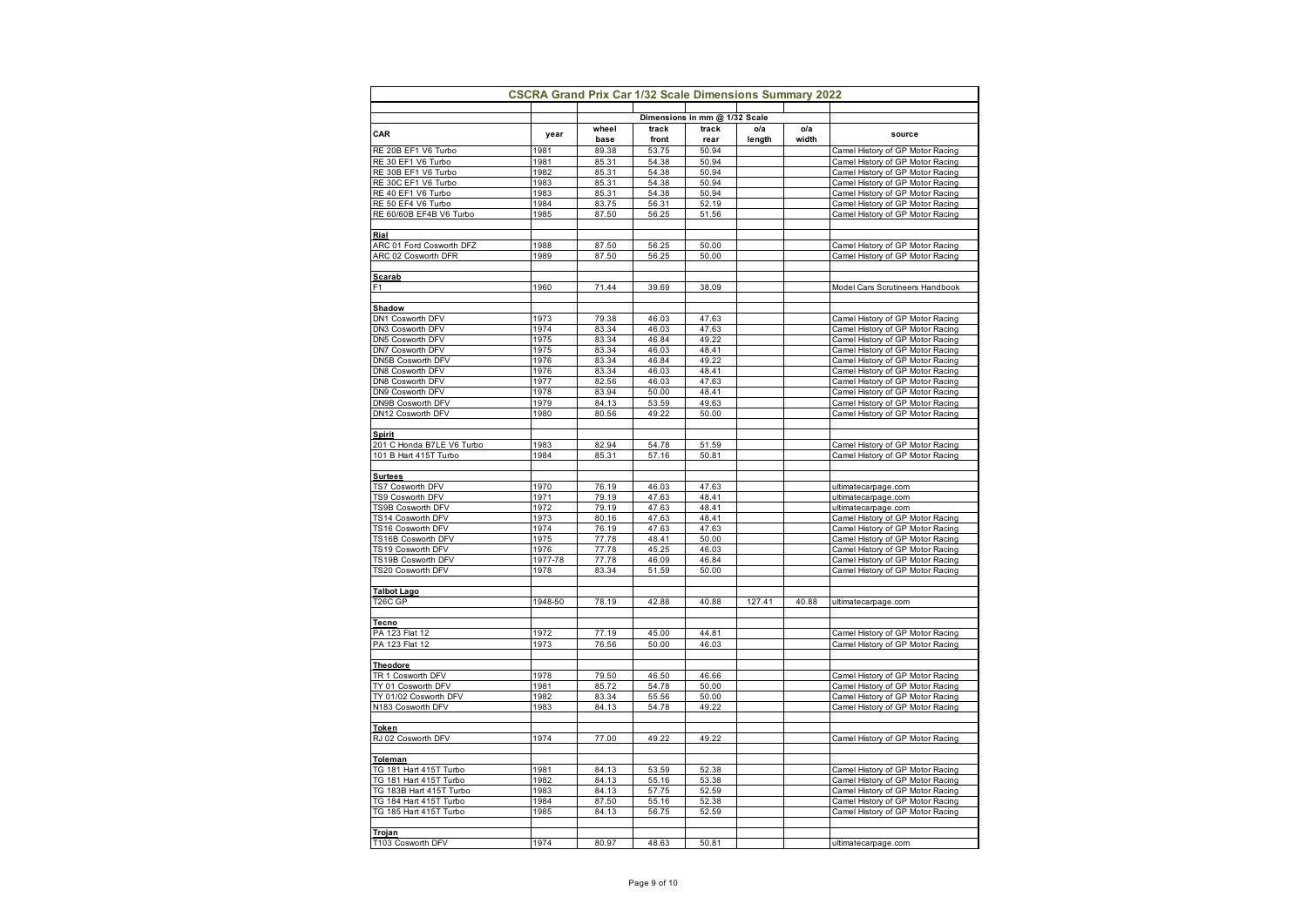## CSCRA Grand Prix Car 1/32 Scale Dimensions Summary 2022

| CAR | year | Dimensions in mm @ 1/32 Scale | | | | | | source |
|---|---|---|---|---|---|---|---|---|
| | | wheel base | track front | track rear | o/a length | o/a width | | |
| RE 20B EF1 V6 Turbo | 1981 | 89.38 | 53.75 | 50.94 | | | | Camel History of GP Motor Racing |
| RE 30 EF1 V6 Turbo | 1981 | 85.31 | 54.38 | 50.94 | | | | Camel History of GP Motor Racing |
| RE 30B EF1 V6 Turbo | 1982 | 85.31 | 54.38 | 50.94 | | | | Camel History of GP Motor Racing |
| RE 30C EF1 V6 Turbo | 1983 | 85.31 | 54.38 | 50.94 | | | | Camel History of GP Motor Racing |
| RE 40 EF1 V6 Turbo | 1983 | 85.31 | 54.38 | 50.94 | | | | Camel History of GP Motor Racing |
| RE 50 EF4 V6 Turbo | 1984 | 83.75 | 56.31 | 52.19 | | | | Camel History of GP Motor Racing |
| RE 60/60B EF4B V6 Turbo | 1985 | 87.50 | 56.25 | 51.56 | | | | Camel History of GP Motor Racing |
| | | | | | | | | |
| **Rial** | | | | | | | | |
| ARC 01 Ford Cosworth DFZ | 1988 | 87.50 | 56.25 | 50.00 | | | | Camel History of GP Motor Racing |
| ARC 02 Cosworth DFR | 1989 | 87.50 | 56.25 | 50.00 | | | | Camel History of GP Motor Racing |
| | | | | | | | | |
| **Scarab** | | | | | | | | |
| F1 | 1960 | 71.44 | 39.69 | 38.09 | | | | Model Cars Scrutineers Handbook |
| | | | | | | | | |
| **Shadow** | | | | | | | | |
| DN1 Cosworth DFV | 1973 | 79.38 | 46.03 | 47.63 | | | | Camel History of GP Motor Racing |
| DN3 Cosworth DFV | 1974 | 83.34 | 46.03 | 47.63 | | | | Camel History of GP Motor Racing |
| DN5 Cosworth DFV | 1975 | 83.34 | 46.84 | 49.22 | | | | Camel History of GP Motor Racing |
| DN7 Cosworth DFV | 1975 | 83.34 | 46.03 | 48.41 | | | | Camel History of GP Motor Racing |
| DN5B Cosworth DFV | 1976 | 83.34 | 46.84 | 49.22 | | | | Camel History of GP Motor Racing |
| DN8 Cosworth DFV | 1976 | 83.34 | 46.03 | 48.41 | | | | Camel History of GP Motor Racing |
| DN8 Cosworth DFV | 1977 | 82.56 | 46.03 | 47.63 | | | | Camel History of GP Motor Racing |
| DN9 Cosworth DFV | 1978 | 83.94 | 50.00 | 48.41 | | | | Camel History of GP Motor Racing |
| DN9B Cosworth DFV | 1979 | 84.13 | 53.59 | 49.63 | | | | Camel History of GP Motor Racing |
| DN12 Cosworth DFV | 1980 | 80.56 | 49.22 | 50.00 | | | | Camel History of GP Motor Racing |
| | | | | | | | | |
| **Spirit** | | | | | | | | |
| 201 C Honda B7LE V6 Turbo | 1983 | 82.94 | 54.78 | 51.59 | | | | Camel History of GP Motor Racing |
| 101 B Hart 415T Turbo | 1984 | 85.31 | 57.16 | 50.81 | | | | Camel History of GP Motor Racing |
| | | | | | | | | |
| **Surtees** | | | | | | | | |
| TS7 Cosworth DFV | 1970 | 76.19 | 46.03 | 47.63 | | | | ultimatecarpage.com |
| TS9 Cosworth DFV | 1971 | 79.19 | 47.63 | 48.41 | | | | ultimatecarpage.com |
| TS9B Cosworth DFV | 1972 | 79.19 | 47.63 | 48.41 | | | | ultimatecarpage.com |
| TS14 Cosworth DFV | 1973 | 80.16 | 47.63 | 48.41 | | | | Camel History of GP Motor Racing |
| TS16 Cosworth DFV | 1974 | 76.19 | 47.63 | 47.63 | | | | Camel History of GP Motor Racing |
| TS16B Cosworth DFV | 1975 | 77.78 | 48.41 | 50.00 | | | | Camel History of GP Motor Racing |
| TS19 Cosworth DFV | 1976 | 77.78 | 45.25 | 46.03 | | | | Camel History of GP Motor Racing |
| TS19B Cosworth DFV | 1977-78 | 77.78 | 46.09 | 46.84 | | | | Camel History of GP Motor Racing |
| TS20 Cosworth DFV | 1978 | 83.34 | 51.59 | 50.00 | | | | Camel History of GP Motor Racing |
| | | | | | | | | |
| **Talbot Lago** | | | | | | | | |
| T26C GP | 1948-50 | 78.19 | 42.88 | 40.88 | 127.41 | 40.88 | | ultimatecarpage.com |
| | | | | | | | | |
| **Tecno** | | | | | | | | |
| PA 123 Flat 12 | 1972 | 77.19 | 45.00 | 44.81 | | | | Camel History of GP Motor Racing |
| PA 123 Flat 12 | 1973 | 76.56 | 50.00 | 46.03 | | | | Camel History of GP Motor Racing |
| | | | | | | | | |
| **Theodore** | | | | | | | | |
| TR 1 Cosworth DFV | 1978 | 79.50 | 46.50 | 46.66 | | | | Camel History of GP Motor Racing |
| TY 01 Cosworth DFV | 1981 | 85.72 | 54.78 | 50.00 | | | | Camel History of GP Motor Racing |
| TY 01/02 Cosworth DFV | 1982 | 83.34 | 55.56 | 50.00 | | | | Camel History of GP Motor Racing |
| N183 Cosworth DFV | 1983 | 84.13 | 54.78 | 49.22 | | | | Camel History of GP Motor Racing |
| | | | | | | | | |
| **Token** | | | | | | | | |
| RJ 02 Cosworth DFV | 1974 | 77.00 | 49.22 | 49.22 | | | | Camel History of GP Motor Racing |
| | | | | | | | | |
| **Toleman** | | | | | | | | |
| TG 181 Hart 415T Turbo | 1981 | 84.13 | 53.59 | 52.38 | | | | Camel History of GP Motor Racing |
| TG 181 Hart 415T Turbo | 1982 | 84.13 | 55.16 | 53.38 | | | | Camel History of GP Motor Racing |
| TG 183B Hart 415T Turbo | 1983 | 84.13 | 57.75 | 52.59 | | | | Camel History of GP Motor Racing |
| TG 184 Hart 415T Turbo | 1984 | 87.50 | 55.16 | 52.38 | | | | Camel History of GP Motor Racing |
| TG 185 Hart 415T Turbo | 1985 | 84.13 | 56.75 | 52.59 | | | | Camel History of GP Motor Racing |
| | | | | | | | | |
| **Trojan** | | | | | | | | |
| T103 Cosworth DFV | 1974 | 80.97 | 48.63 | 50.81 | | | | ultimatecarpage.com |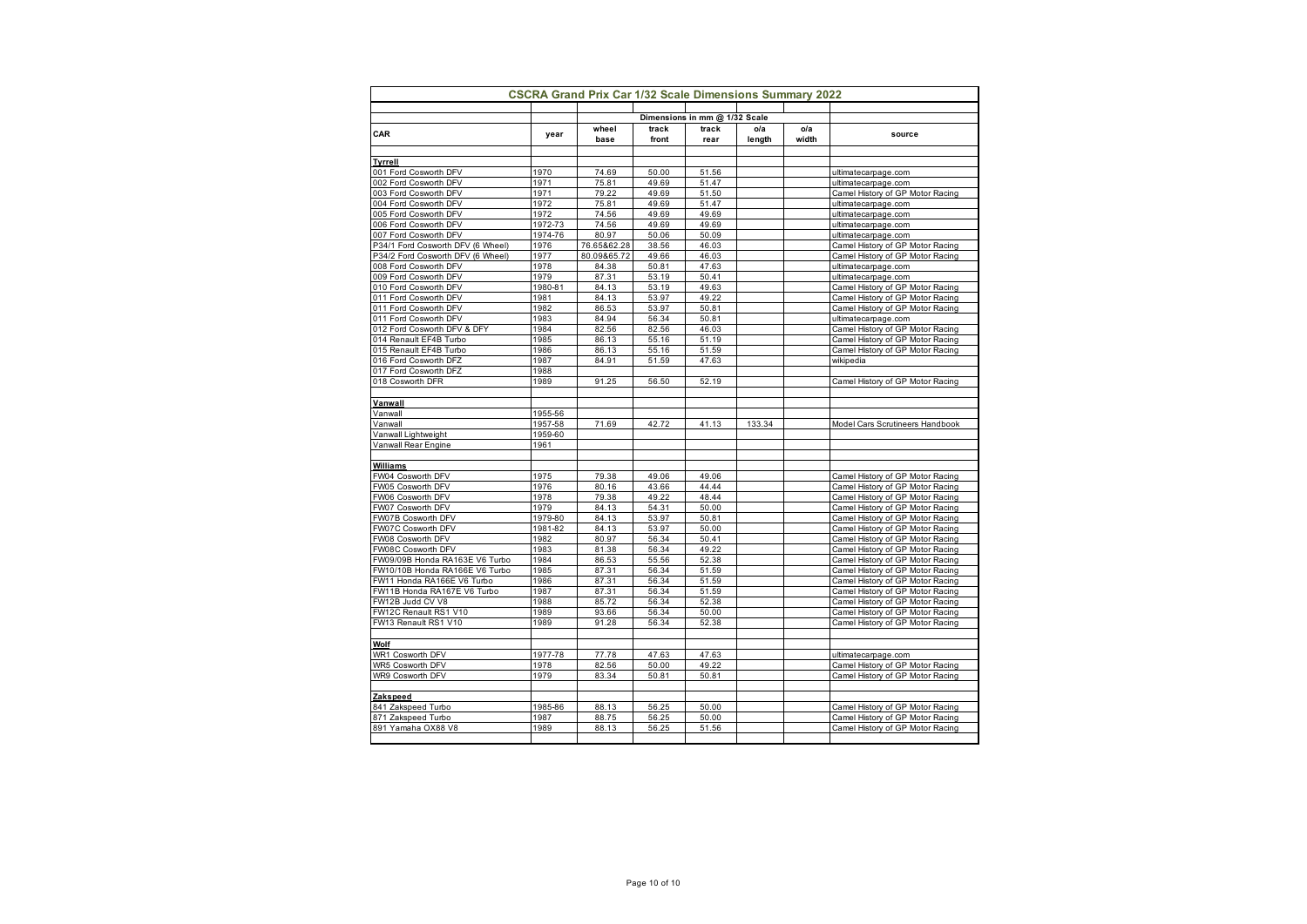# CSCRA Grand Prix Car 1/32 Scale Dimensions Summary 2022

| CAR | year | wheel base | track front | track rear | o/a length | o/a width | source |
|---|---|---|---|---|---|---|---|
| | | Dimensions in mm @ 1/32 Scale | | | | | |
| **Tyrrell** | | | | | | | |
| 001 Ford Cosworth DFV | 1970 | 74.69 | 50.00 | 51.56 | | | ultimatecarpage.com |
| 002 Ford Cosworth DFV | 1971 | 75.81 | 49.69 | 51.47 | | | ultimatecarpage.com |
| 003 Ford Cosworth DFV | 1971 | 79.22 | 49.69 | 51.50 | | | Camel History of GP Motor Racing |
| 004 Ford Cosworth DFV | 1972 | 75.81 | 49.69 | 51.47 | | | ultimatecarpage.com |
| 005 Ford Cosworth DFV | 1972 | 74.56 | 49.69 | 49.69 | | | ultimatecarpage.com |
| 006 Ford Cosworth DFV | 1972-73 | 74.56 | 49.69 | 49.69 | | | ultimatecarpage.com |
| 007 Ford Cosworth DFV | 1974-76 | 80.97 | 50.06 | 50.09 | | | ultimatecarpage.com |
| P34/1 Ford Cosworth DFV (6 Wheel) | 1976 | 76.65&62.28 | 38.56 | 46.03 | | | Camel History of GP Motor Racing |
| P34/2 Ford Cosworth DFV (6 Wheel) | 1977 | 80.09&65.72 | 49.66 | 46.03 | | | Camel History of GP Motor Racing |
| 008 Ford Cosworth DFV | 1978 | 84.38 | 50.81 | 47.63 | | | ultimatecarpage.com |
| 009 Ford Cosworth DFV | 1979 | 87.31 | 53.19 | 50.41 | | | ultimatecarpage.com |
| 010 Ford Cosworth DFV | 1980-81 | 84.13 | 53.19 | 49.63 | | | Camel History of GP Motor Racing |
| 011 Ford Cosworth DFV | 1981 | 84.13 | 53.97 | 49.22 | | | Camel History of GP Motor Racing |
| 011 Ford Cosworth DFV | 1982 | 86.53 | 53.97 | 50.81 | | | Camel History of GP Motor Racing |
| 011 Ford Cosworth DFV | 1983 | 84.94 | 56.34 | 50.81 | | | ultimatecarpage.com |
| 012 Ford Cosworth DFV & DFY | 1984 | 82.56 | 82.56 | 46.03 | | | Camel History of GP Motor Racing |
| 014 Renault EF4B Turbo | 1985 | 86.13 | 55.16 | 51.19 | | | Camel History of GP Motor Racing |
| 015 Renault EF4B Turbo | 1986 | 86.13 | 55.16 | 51.59 | | | Camel History of GP Motor Racing |
| 016 Ford Cosworth DFZ | 1987 | 84.91 | 51.59 | 47.63 | | | wikipedia |
| 017 Ford Cosworth DFZ | 1988 | | | | | | |
| 018 Cosworth DFR | 1989 | 91.25 | 56.50 | 52.19 | | | Camel History of GP Motor Racing |
| **Vanwall** | | | | | | | |
| Vanwall | 1955-56 | | | | | | |
| Vanwall | 1957-58 | 71.69 | 42.72 | 41.13 | 133.34 | | Model Cars Scrutineers Handbook |
| Vanwall Lightweight | 1959-60 | | | | | | |
| Vanwall Rear Engine | 1961 | | | | | | |
| **Williams** | | | | | | | |
| FW04 Cosworth DFV | 1975 | 79.38 | 49.06 | 49.06 | | | Camel History of GP Motor Racing |
| FW05 Cosworth DFV | 1976 | 80.16 | 43.66 | 44.44 | | | Camel History of GP Motor Racing |
| FW06 Cosworth DFV | 1978 | 79.38 | 49.22 | 48.44 | | | Camel History of GP Motor Racing |
| FW07 Cosworth DFV | 1979 | 84.13 | 54.31 | 50.00 | | | Camel History of GP Motor Racing |
| FW07B Cosworth DFV | 1979-80 | 84.13 | 53.97 | 50.81 | | | Camel History of GP Motor Racing |
| FW07C Cosworth DFV | 1981-82 | 84.13 | 53.97 | 50.00 | | | Camel History of GP Motor Racing |
| FW08 Cosworth DFV | 1982 | 80.97 | 56.34 | 50.41 | | | Camel History of GP Motor Racing |
| FW08C Cosworth DFV | 1983 | 81.38 | 56.34 | 49.22 | | | Camel History of GP Motor Racing |
| FW09/09B Honda RA163E V6 Turbo | 1984 | 86.53 | 55.56 | 52.38 | | | Camel History of GP Motor Racing |
| FW10/10B Honda RA166E V6 Turbo | 1985 | 87.31 | 56.34 | 51.59 | | | Camel History of GP Motor Racing |
| FW11 Honda RA166E V6 Turbo | 1986 | 87.31 | 56.34 | 51.59 | | | Camel History of GP Motor Racing |
| FW11B Honda RA167E V6 Turbo | 1987 | 87.31 | 56.34 | 51.59 | | | Camel History of GP Motor Racing |
| FW12B Judd CV V8 | 1988 | 85.72 | 56.34 | 52.38 | | | Camel History of GP Motor Racing |
| FW12C Renault RS1 V10 | 1989 | 93.66 | 56.34 | 50.00 | | | Camel History of GP Motor Racing |
| FW13 Renault RS1 V10 | 1989 | 91.28 | 56.34 | 52.38 | | | Camel History of GP Motor Racing |
| **Wolf** | | | | | | | |
| WR1 Cosworth DFV | 1977-78 | 77.78 | 47.63 | 47.63 | | | ultimatecarpage.com |
| WR5 Cosworth DFV | 1978 | 82.56 | 50.00 | 49.22 | | | Camel History of GP Motor Racing |
| WR9 Cosworth DFV | 1979 | 83.34 | 50.81 | 50.81 | | | Camel History of GP Motor Racing |
| **Zakspeed** | | | | | | | |
| 841 Zakspeed Turbo | 1985-86 | 88.13 | 56.25 | 50.00 | | | Camel History of GP Motor Racing |
| 871 Zakspeed Turbo | 1987 | 88.75 | 56.25 | 50.00 | | | Camel History of GP Motor Racing |
| 891 Yamaha OX88 V8 | 1989 | 88.13 | 56.25 | 51.56 | | | Camel History of GP Motor Racing |